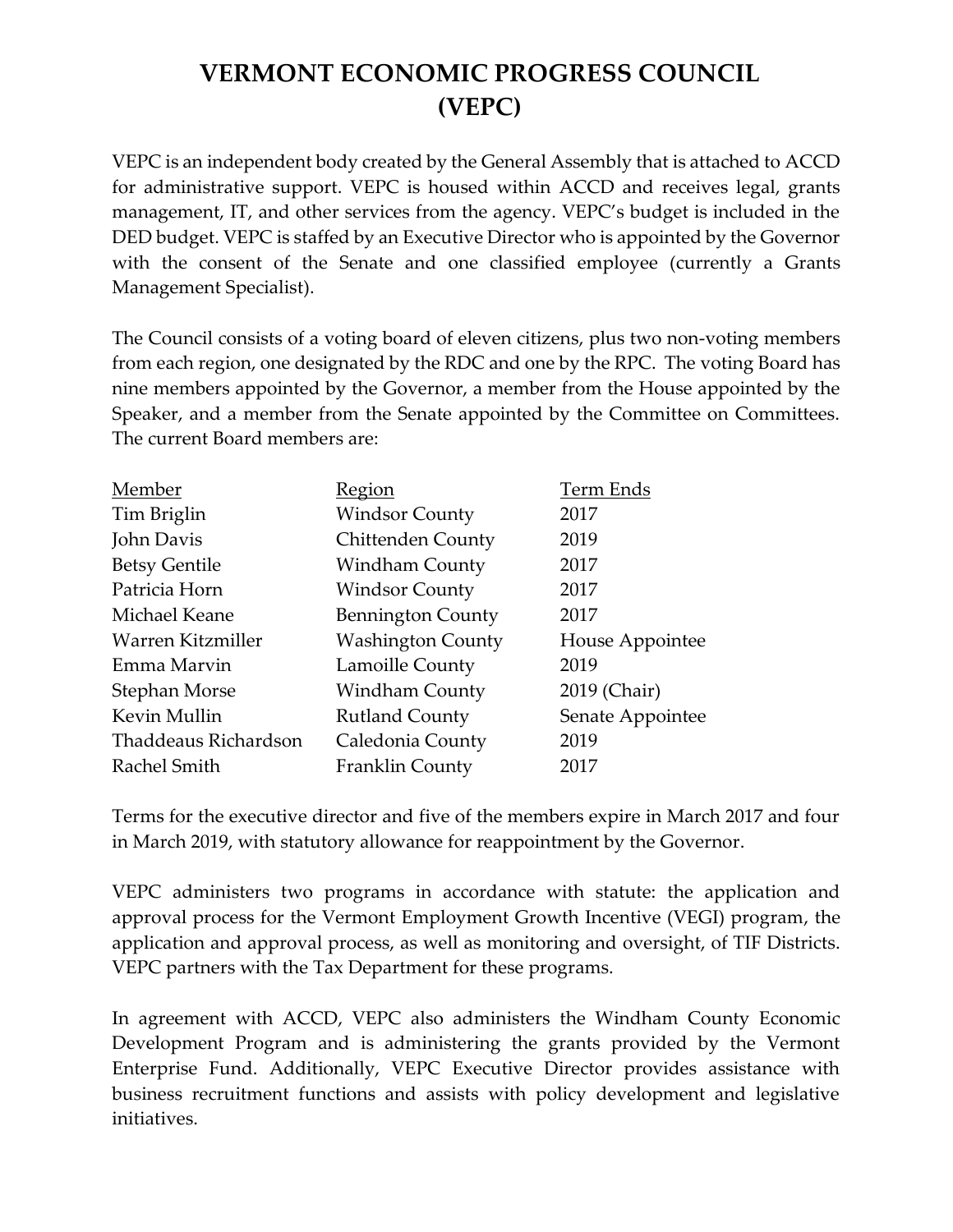# VERMONT ECONOMIC PROGRESS COUNCIL (VEPC)

VEPC is an independent body created by the General Assembly that is attached to ACCD for administrative support. VEPC is housed within ACCD and receives legal, grants management, IT, and other services from the agency. VEPC's budget is included in the DED budget. VEPC is staffed by an Executive Director who is appointed by the Governor with the consent of the Senate and one classified employee (currently a Grants Management Specialist).

The Council consists of a voting board of eleven citizens, plus two non-voting members from each region, one designated by the RDC and one by the RPC. The voting Board has nine members appointed by the Governor, a member from the House appointed by the Speaker, and a member from the Senate appointed by the Committee on Committees. The current Board members are:

| Member | Region | Term Ends |
|---|---|---|
| Tim Briglin | Windsor County | 2017 |
| John Davis | Chittenden County | 2019 |
| Betsy Gentile | Windham County | 2017 |
| Patricia Horn | Windsor County | 2017 |
| Michael Keane | Bennington County | 2017 |
| Warren Kitzmiller | Washington County | House Appointee |
| Emma Marvin | Lamoille County | 2019 |
| Stephan Morse | Windham County | 2019 (Chair) |
| Kevin Mullin | Rutland County | Senate Appointee |
| Thaddeaus Richardson | Caledonia County | 2019 |
| Rachel Smith | Franklin County | 2017 |

Terms for the executive director and five of the members expire in March 2017 and four in March 2019, with statutory allowance for reappointment by the Governor.

VEPC administers two programs in accordance with statute: the application and approval process for the Vermont Employment Growth Incentive (VEGI) program, the application and approval process, as well as monitoring and oversight, of TIF Districts. VEPC partners with the Tax Department for these programs.

In agreement with ACCD, VEPC also administers the Windham County Economic Development Program and is administering the grants provided by the Vermont Enterprise Fund. Additionally, VEPC Executive Director provides assistance with business recruitment functions and assists with policy development and legislative initiatives.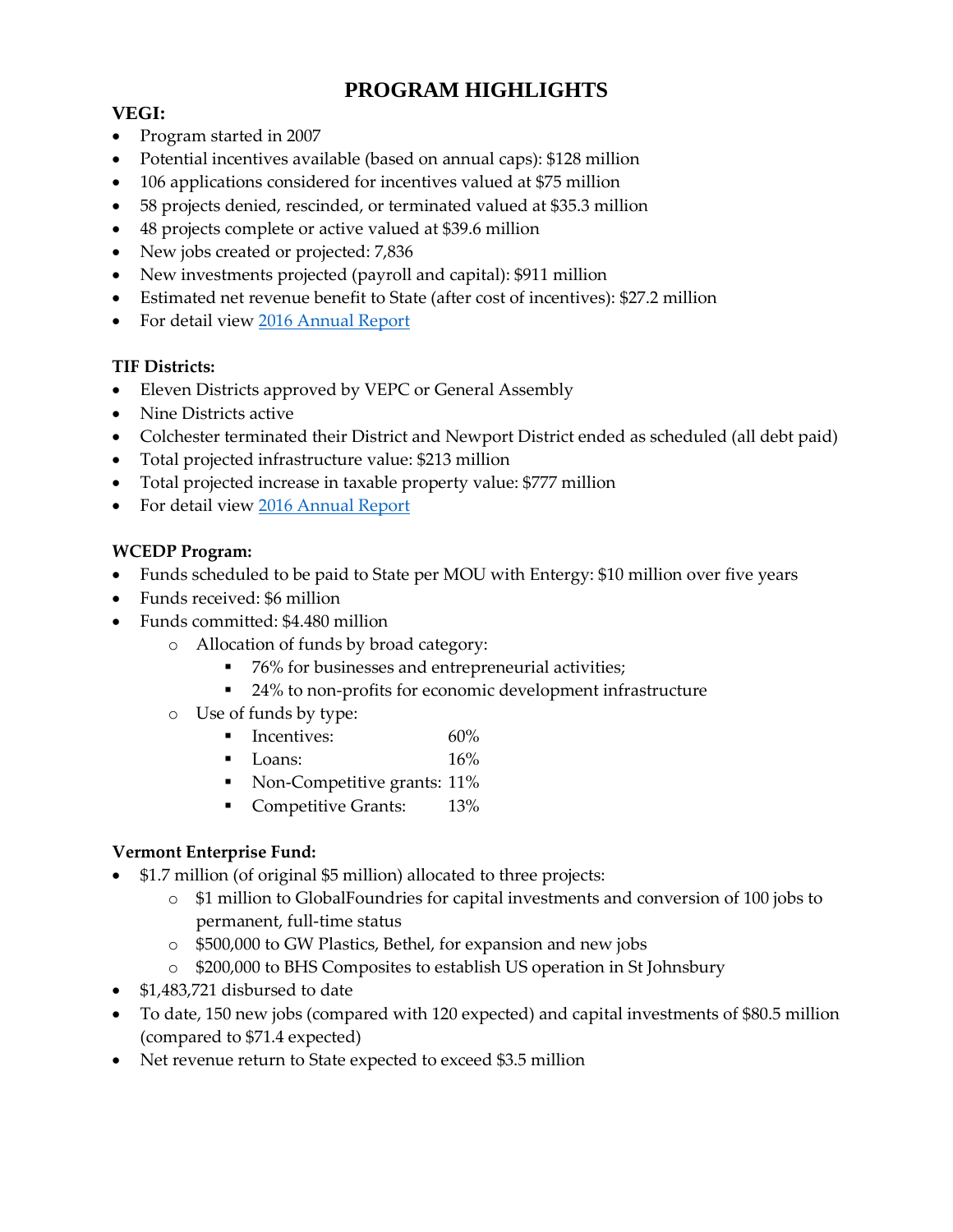# PROGRAM HIGHLIGHTS

**VEGI:**

- Program started in 2007
- Potential incentives available (based on annual caps): $128 million
- 106 applications considered for incentives valued at $75 million
- 58 projects denied, rescinded, or terminated valued at $35.3 million
- 48 projects complete or active valued at $39.6 million
- New jobs created or projected: 7,836
- New investments projected (payroll and capital): $911 million
- Estimated net revenue benefit to State (after cost of incentives): $27.2 million
- For detail view 2016 Annual Report

**TIF Districts:**

- Eleven Districts approved by VEPC or General Assembly
- Nine Districts active
- Colchester terminated their District and Newport District ended as scheduled (all debt paid)
- Total projected infrastructure value: $213 million
- Total projected increase in taxable property value: $777 million
- For detail view 2016 Annual Report

**WCEDP Program:**

- Funds scheduled to be paid to State per MOU with Entergy: $10 million over five years
- Funds received: $6 million
- Funds committed: $4.480 million
  - Allocation of funds by broad category:
    - 76% for businesses and entrepreneurial activities;
    - 24% to non-profits for economic development infrastructure
  - Use of funds by type:
    - Incentives: 60%
    - Loans: 16%
    - Non-Competitive grants: 11%
    - Competitive Grants: 13%

**Vermont Enterprise Fund:**

- $1.7 million (of original $5 million) allocated to three projects:
  - $1 million to GlobalFoundries for capital investments and conversion of 100 jobs to permanent, full-time status
  - $500,000 to GW Plastics, Bethel, for expansion and new jobs
  - $200,000 to BHS Composites to establish US operation in St Johnsbury
- $1,483,721 disbursed to date
- To date, 150 new jobs (compared with 120 expected) and capital investments of $80.5 million (compared to $71.4 expected)
- Net revenue return to State expected to exceed $3.5 million